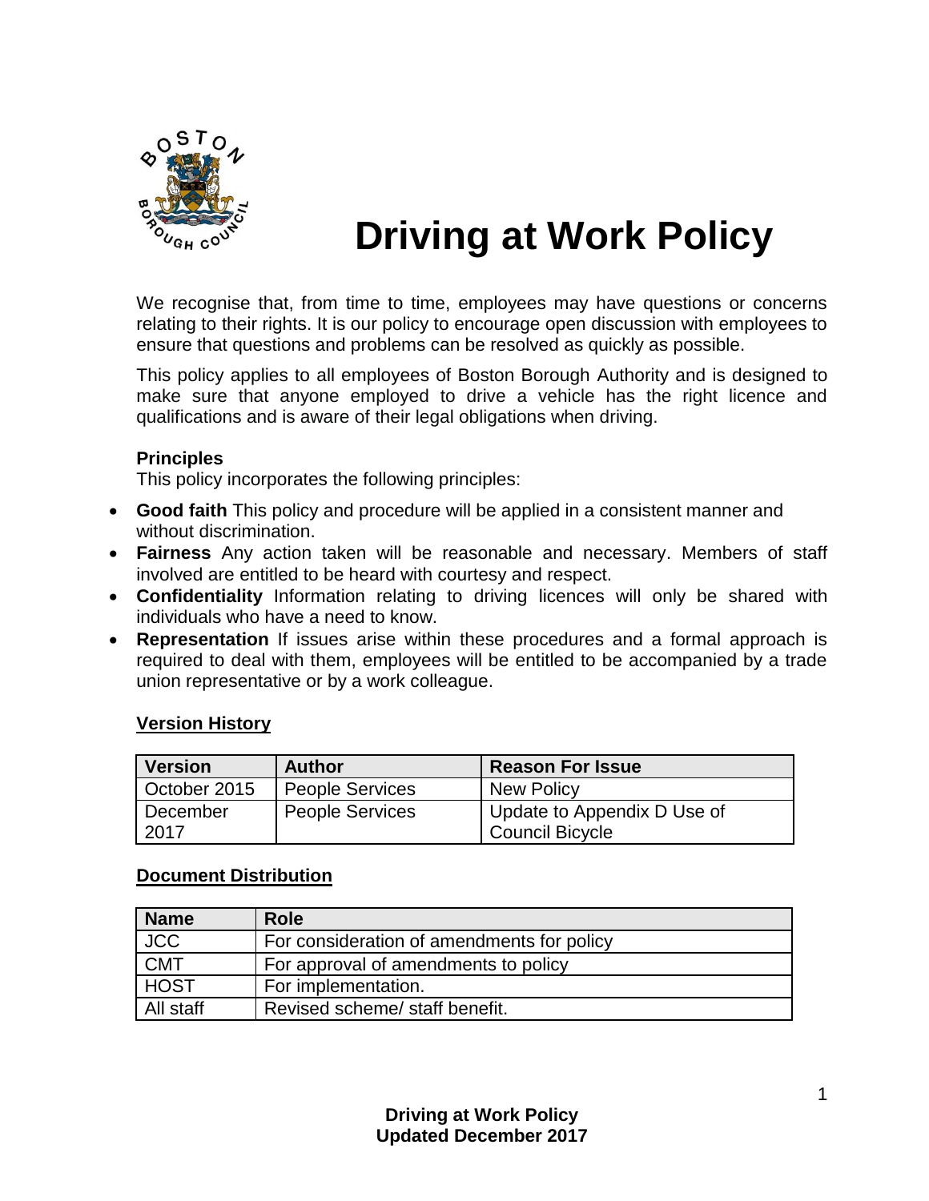# Driving at Work Policy

We recognise that, from time to time, employees may have questions or concerns relating to their rights. It is our policy to encourage open discussion with employees to ensure that questions and problems can be resolved as quickly as possible.

This policy applies to all employees of Boston Borough Authority and is designed to make sure that anyone employed to drive a vehicle has the right licence and qualifications and is aware of their legal obligations when driving.

**Principles**

This policy incorporates the following principles:

- **Good faith** This policy and procedure will be applied in a consistent manner and without discrimination.
- **Fairness** Any action taken will be reasonable and necessary. Members of staff involved are entitled to be heard with courtesy and respect.
- **Confidentiality** Information relating to driving licences will only be shared with individuals who have a need to know.
- **Representation** If issues arise within these procedures and a formal approach is required to deal with them, employees will be entitled to be accompanied by a trade union representative or by a work colleague.

**Version History**

| Version | Author | Reason For Issue |
|---|---|---|
| October 2015 | People Services | New Policy |
| December 2017 | People Services | Update to Appendix D Use of Council Bicycle |

**Document Distribution**

| Name | Role |
|---|---|
| JCC | For consideration of amendments for policy |
| CMT | For approval of amendments to policy |
| HOST | For implementation. |
| All staff | Revised scheme/ staff benefit. |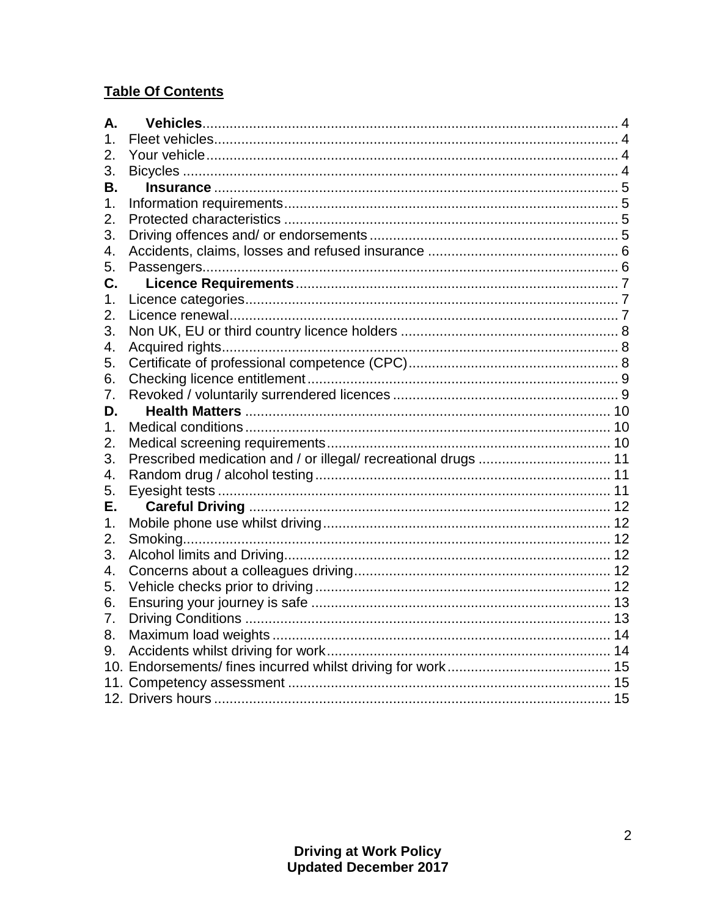## Table Of Contents

**A. Vehicles** ..... 4
1. Fleet vehicles ..... 4
2. Your vehicle ..... 4
3. Bicycles ..... 4

**B. Insurance** ..... 5
1. Information requirements ..... 5
2. Protected characteristics ..... 5
3. Driving offences and/ or endorsements ..... 5
4. Accidents, claims, losses and refused insurance ..... 6
5. Passengers ..... 6

**C. Licence Requirements** ..... 7
1. Licence categories ..... 7
2. Licence renewal ..... 7
3. Non UK, EU or third country licence holders ..... 8
4. Acquired rights ..... 8
5. Certificate of professional competence (CPC) ..... 8
6. Checking licence entitlement ..... 9
7. Revoked / voluntarily surrendered licences ..... 9

**D. Health Matters** ..... 10
1. Medical conditions ..... 10
2. Medical screening requirements ..... 10
3. Prescribed medication and / or illegal/ recreational drugs ..... 11
4. Random drug / alcohol testing ..... 11
5. Eyesight tests ..... 11

**E. Careful Driving** ..... 12
1. Mobile phone use whilst driving ..... 12
2. Smoking ..... 12
3. Alcohol limits and Driving ..... 12
4. Concerns about a colleagues driving ..... 12
5. Vehicle checks prior to driving ..... 12
6. Ensuring your journey is safe ..... 13
7. Driving Conditions ..... 13
8. Maximum load weights ..... 14
9. Accidents whilst driving for work ..... 14
10. Endorsements/ fines incurred whilst driving for work ..... 15
11. Competency assessment ..... 15
12. Drivers hours ..... 15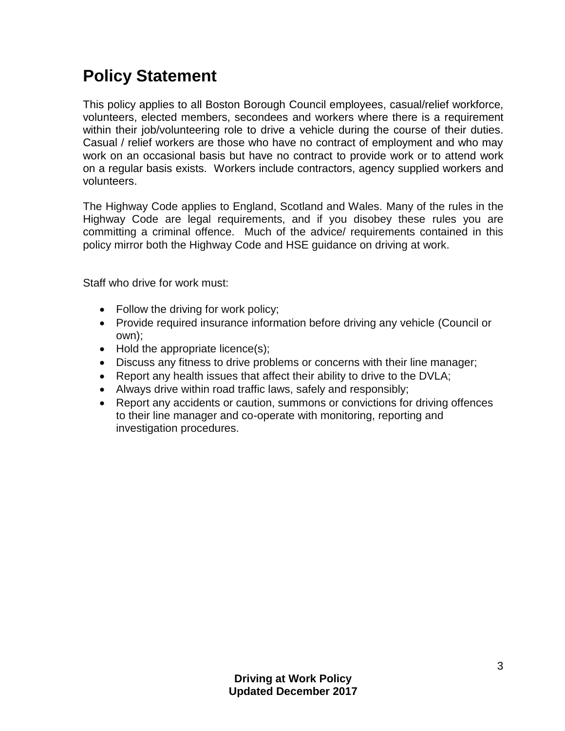# Policy Statement

This policy applies to all Boston Borough Council employees, casual/relief workforce, volunteers, elected members, secondees and workers where there is a requirement within their job/volunteering role to drive a vehicle during the course of their duties. Casual / relief workers are those who have no contract of employment and who may work on an occasional basis but have no contract to provide work or to attend work on a regular basis exists. Workers include contractors, agency supplied workers and volunteers.

The Highway Code applies to England, Scotland and Wales. Many of the rules in the Highway Code are legal requirements, and if you disobey these rules you are committing a criminal offence. Much of the advice/ requirements contained in this policy mirror both the Highway Code and HSE guidance on driving at work.

Staff who drive for work must:

- Follow the driving for work policy;
- Provide required insurance information before driving any vehicle (Council or own);
- Hold the appropriate licence(s);
- Discuss any fitness to drive problems or concerns with their line manager;
- Report any health issues that affect their ability to drive to the DVLA;
- Always drive within road traffic laws, safely and responsibly;
- Report any accidents or caution, summons or convictions for driving offences to their line manager and co-operate with monitoring, reporting and investigation procedures.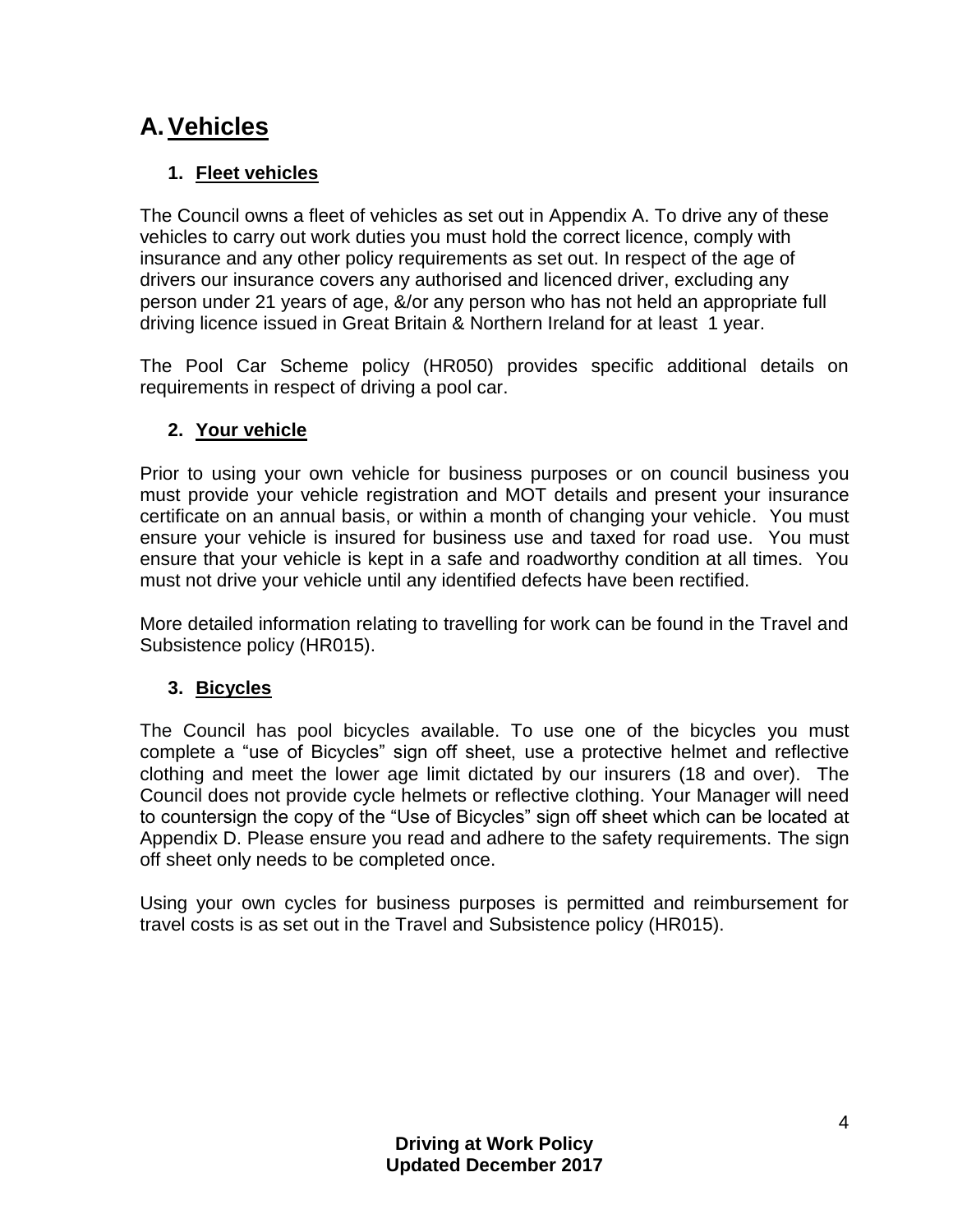# A. Vehicles

## 1. Fleet vehicles

The Council owns a fleet of vehicles as set out in Appendix A. To drive any of these vehicles to carry out work duties you must hold the correct licence, comply with insurance and any other policy requirements as set out. In respect of the age of drivers our insurance covers any authorised and licenced driver, excluding any person under 21 years of age, &/or any person who has not held an appropriate full driving licence issued in Great Britain & Northern Ireland for at least 1 year.

The Pool Car Scheme policy (HR050) provides specific additional details on requirements in respect of driving a pool car.

## 2. Your vehicle

Prior to using your own vehicle for business purposes or on council business you must provide your vehicle registration and MOT details and present your insurance certificate on an annual basis, or within a month of changing your vehicle. You must ensure your vehicle is insured for business use and taxed for road use. You must ensure that your vehicle is kept in a safe and roadworthy condition at all times. You must not drive your vehicle until any identified defects have been rectified.

More detailed information relating to travelling for work can be found in the Travel and Subsistence policy (HR015).

## 3. Bicycles

The Council has pool bicycles available. To use one of the bicycles you must complete a "use of Bicycles" sign off sheet, use a protective helmet and reflective clothing and meet the lower age limit dictated by our insurers (18 and over). The Council does not provide cycle helmets or reflective clothing. Your Manager will need to countersign the copy of the "Use of Bicycles" sign off sheet which can be located at Appendix D. Please ensure you read and adhere to the safety requirements. The sign off sheet only needs to be completed once.

Using your own cycles for business purposes is permitted and reimbursement for travel costs is as set out in the Travel and Subsistence policy (HR015).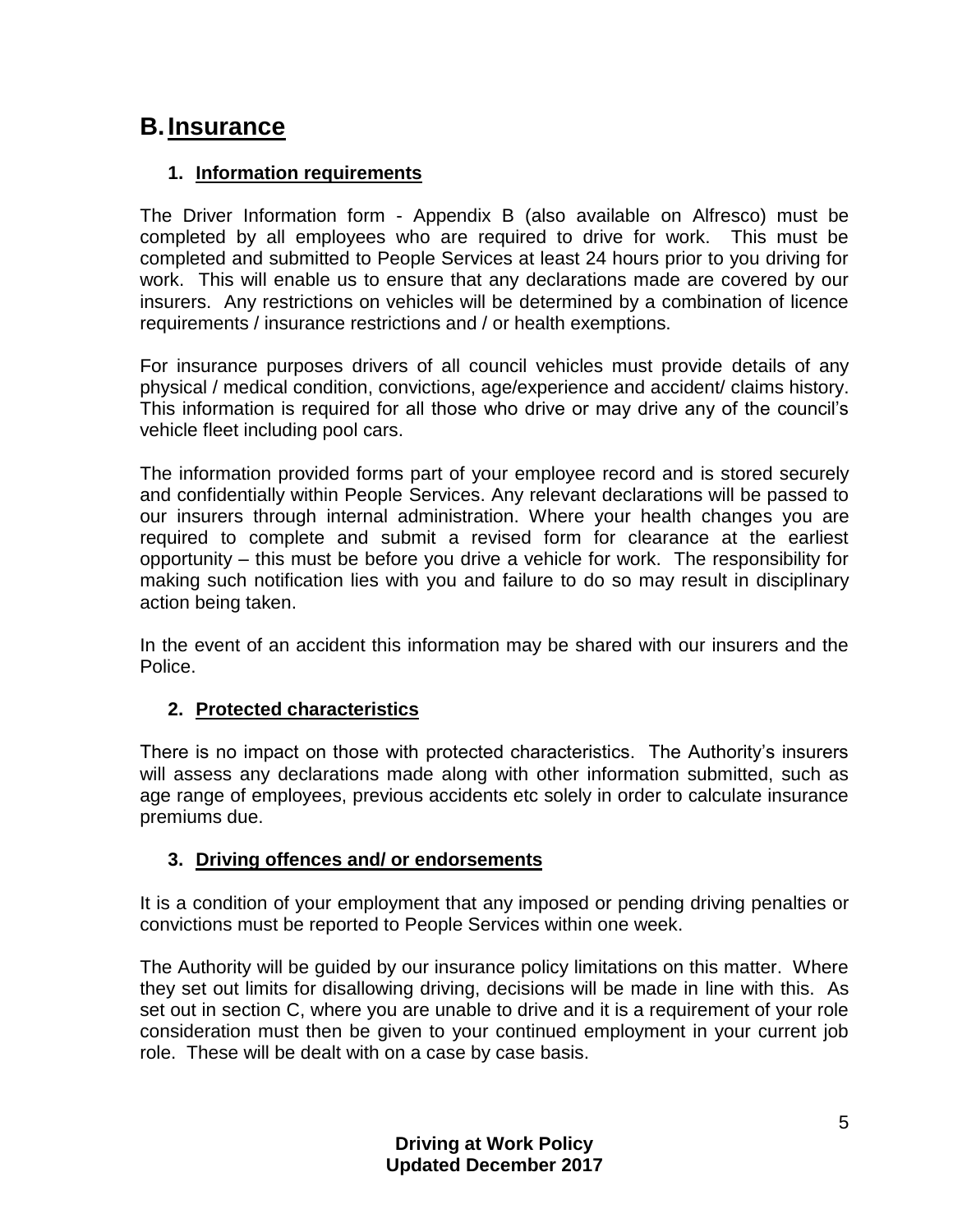# B. Insurance

## 1. Information requirements

The Driver Information form - Appendix B (also available on Alfresco) must be completed by all employees who are required to drive for work. This must be completed and submitted to People Services at least 24 hours prior to you driving for work. This will enable us to ensure that any declarations made are covered by our insurers. Any restrictions on vehicles will be determined by a combination of licence requirements / insurance restrictions and / or health exemptions.

For insurance purposes drivers of all council vehicles must provide details of any physical / medical condition, convictions, age/experience and accident/ claims history. This information is required for all those who drive or may drive any of the council's vehicle fleet including pool cars.

The information provided forms part of your employee record and is stored securely and confidentially within People Services. Any relevant declarations will be passed to our insurers through internal administration. Where your health changes you are required to complete and submit a revised form for clearance at the earliest opportunity – this must be before you drive a vehicle for work. The responsibility for making such notification lies with you and failure to do so may result in disciplinary action being taken.

In the event of an accident this information may be shared with our insurers and the Police.

## 2. Protected characteristics

There is no impact on those with protected characteristics. The Authority's insurers will assess any declarations made along with other information submitted, such as age range of employees, previous accidents etc solely in order to calculate insurance premiums due.

## 3. Driving offences and/ or endorsements

It is a condition of your employment that any imposed or pending driving penalties or convictions must be reported to People Services within one week.

The Authority will be guided by our insurance policy limitations on this matter. Where they set out limits for disallowing driving, decisions will be made in line with this. As set out in section C, where you are unable to drive and it is a requirement of your role consideration must then be given to your continued employment in your current job role. These will be dealt with on a case by case basis.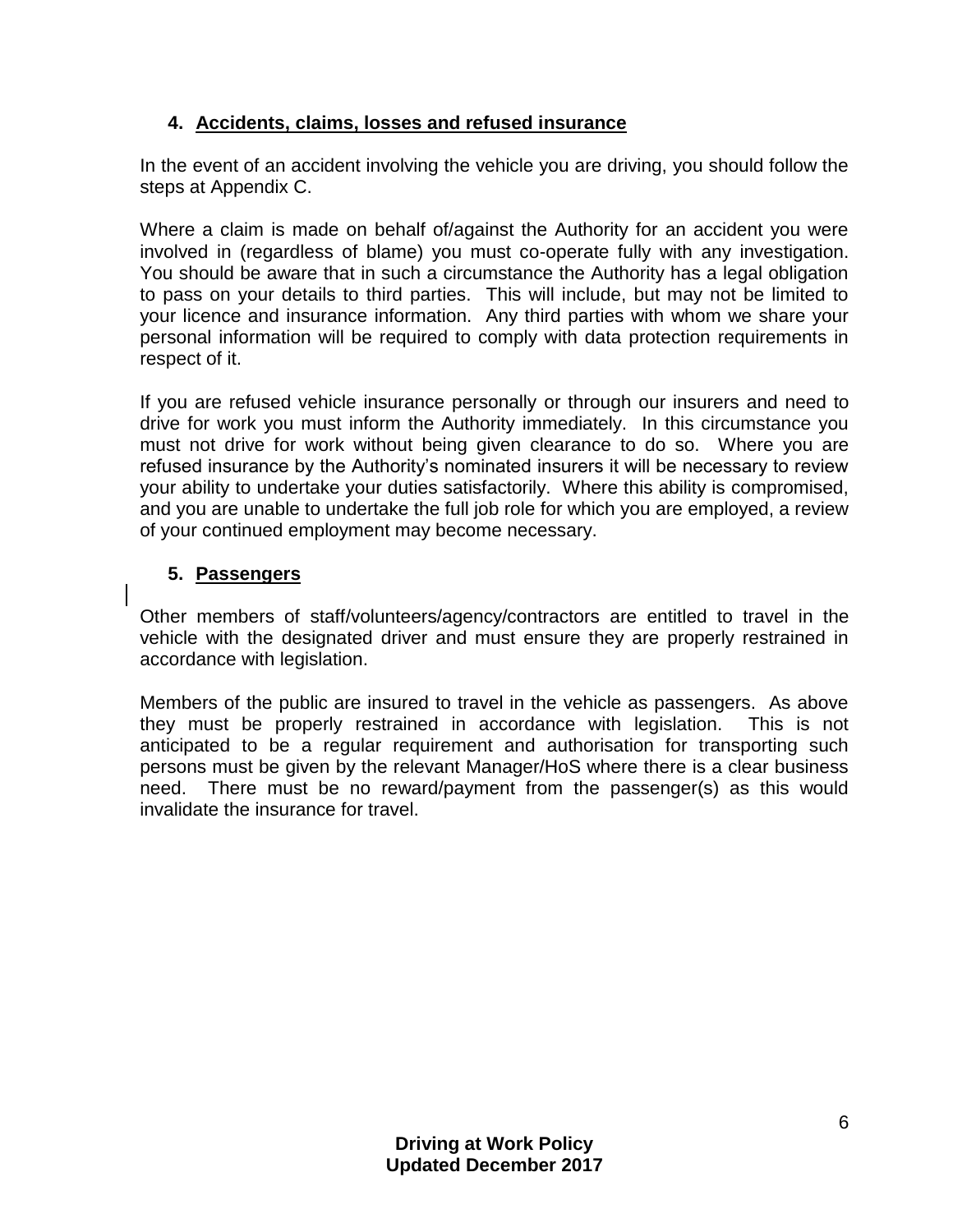## 4. Accidents, claims, losses and refused insurance

In the event of an accident involving the vehicle you are driving, you should follow the steps at Appendix C.

Where a claim is made on behalf of/against the Authority for an accident you were involved in (regardless of blame) you must co-operate fully with any investigation. You should be aware that in such a circumstance the Authority has a legal obligation to pass on your details to third parties. This will include, but may not be limited to your licence and insurance information. Any third parties with whom we share your personal information will be required to comply with data protection requirements in respect of it.

If you are refused vehicle insurance personally or through our insurers and need to drive for work you must inform the Authority immediately. In this circumstance you must not drive for work without being given clearance to do so. Where you are refused insurance by the Authority's nominated insurers it will be necessary to review your ability to undertake your duties satisfactorily. Where this ability is compromised, and you are unable to undertake the full job role for which you are employed, a review of your continued employment may become necessary.

## 5. Passengers

Other members of staff/volunteers/agency/contractors are entitled to travel in the vehicle with the designated driver and must ensure they are properly restrained in accordance with legislation.

Members of the public are insured to travel in the vehicle as passengers. As above they must be properly restrained in accordance with legislation. This is not anticipated to be a regular requirement and authorisation for transporting such persons must be given by the relevant Manager/HoS where there is a clear business need. There must be no reward/payment from the passenger(s) as this would invalidate the insurance for travel.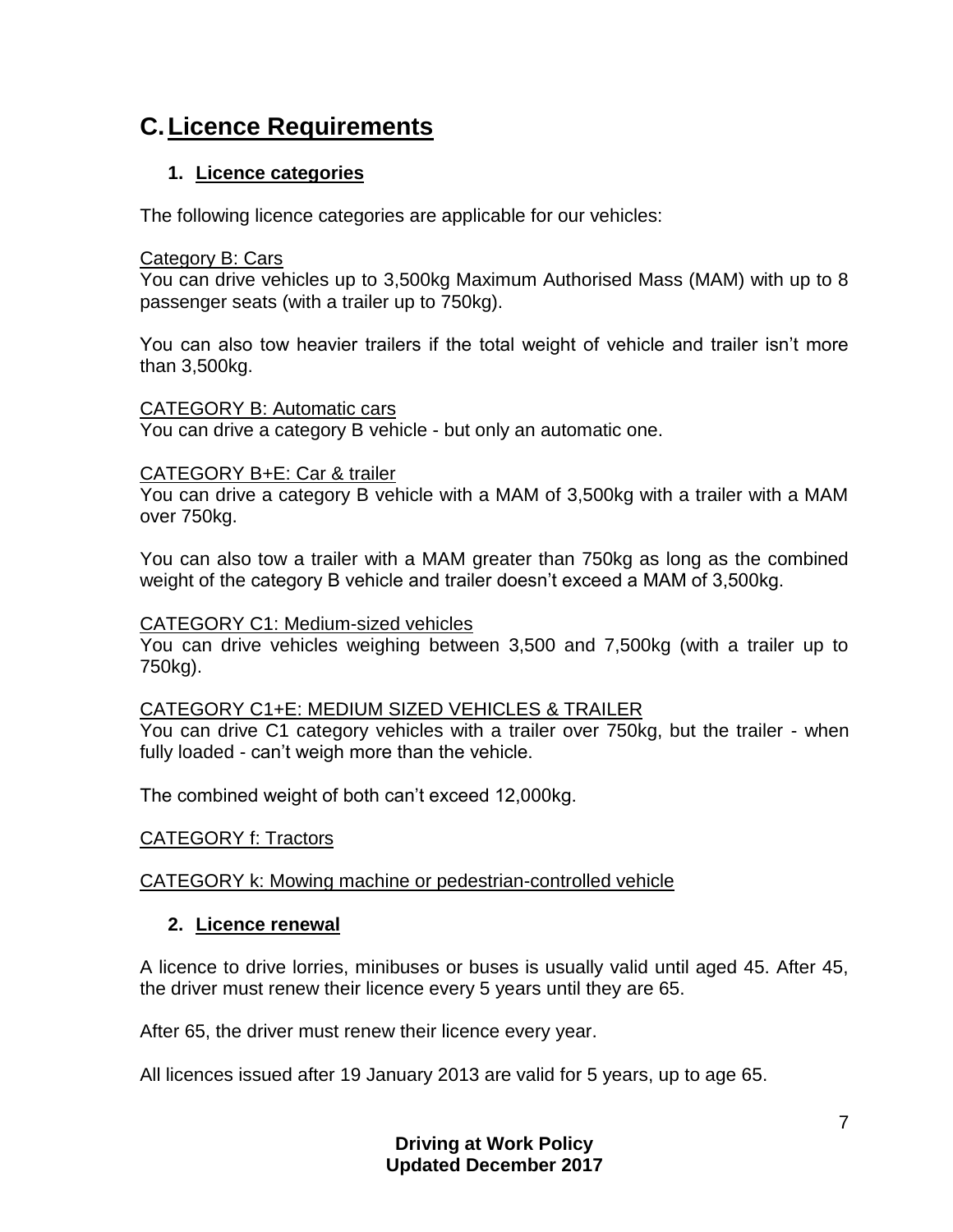## C. Licence Requirements

### 1. Licence categories

The following licence categories are applicable for our vehicles:

Category B: Cars

You can drive vehicles up to 3,500kg Maximum Authorised Mass (MAM) with up to 8 passenger seats (with a trailer up to 750kg).

You can also tow heavier trailers if the total weight of vehicle and trailer isn't more than 3,500kg.

CATEGORY B: Automatic cars

You can drive a category B vehicle - but only an automatic one.

CATEGORY B+E: Car & trailer

You can drive a category B vehicle with a MAM of 3,500kg with a trailer with a MAM over 750kg.

You can also tow a trailer with a MAM greater than 750kg as long as the combined weight of the category B vehicle and trailer doesn't exceed a MAM of 3,500kg.

CATEGORY C1: Medium-sized vehicles

You can drive vehicles weighing between 3,500 and 7,500kg (with a trailer up to 750kg).

CATEGORY C1+E: MEDIUM SIZED VEHICLES & TRAILER

You can drive C1 category vehicles with a trailer over 750kg, but the trailer - when fully loaded - can't weigh more than the vehicle.

The combined weight of both can't exceed 12,000kg.

CATEGORY f: Tractors

CATEGORY k: Mowing machine or pedestrian-controlled vehicle

### 2. Licence renewal

A licence to drive lorries, minibuses or buses is usually valid until aged 45. After 45, the driver must renew their licence every 5 years until they are 65.

After 65, the driver must renew their licence every year.

All licences issued after 19 January 2013 are valid for 5 years, up to age 65.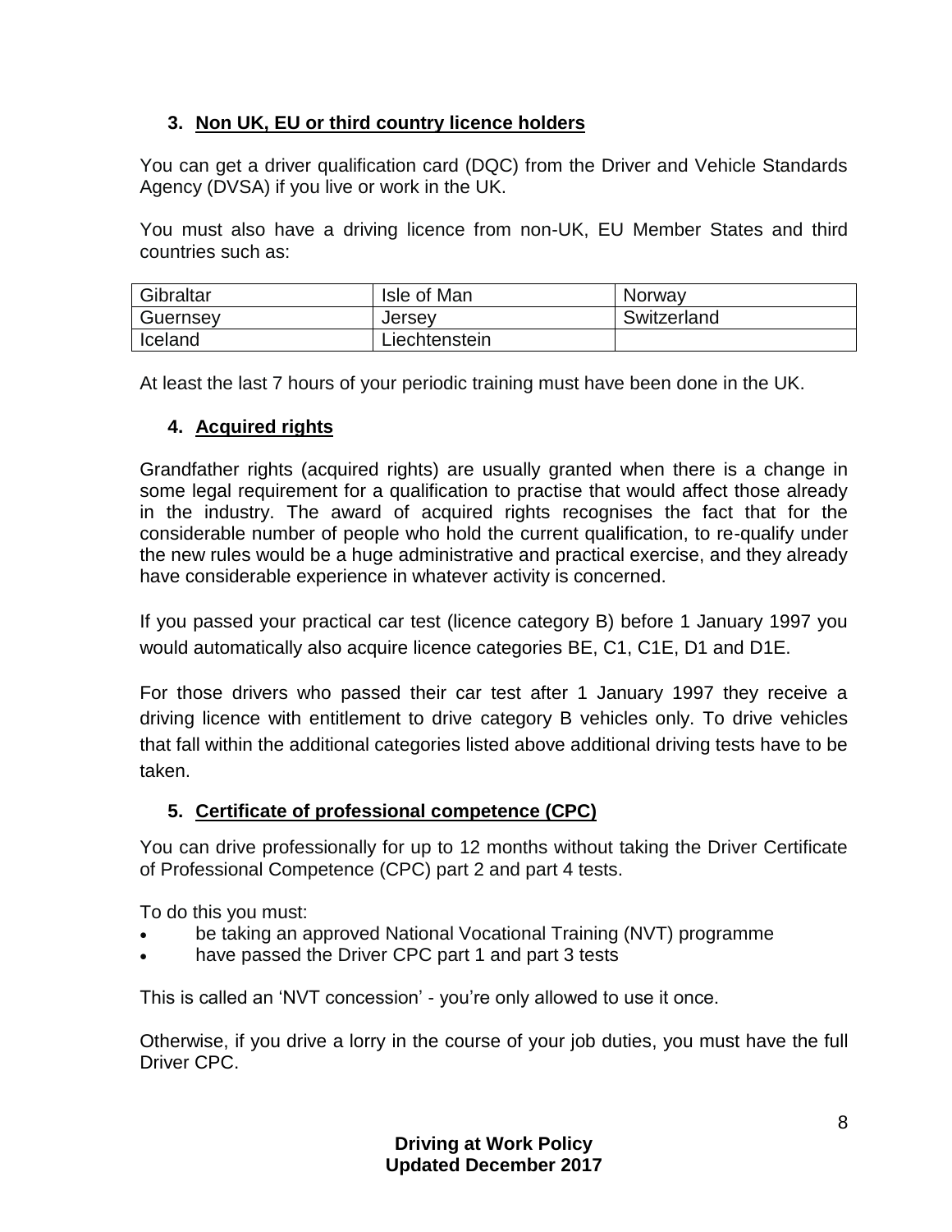## 3. Non UK, EU or third country licence holders

You can get a driver qualification card (DQC) from the Driver and Vehicle Standards Agency (DVSA) if you live or work in the UK.

You must also have a driving licence from non-UK, EU Member States and third countries such as:

| Gibraltar | Isle of Man | Norway |
|---|---|---|
| Guernsey | Jersey | Switzerland |
| Iceland | Liechtenstein | |

At least the last 7 hours of your periodic training must have been done in the UK.

## 4. Acquired rights

Grandfather rights (acquired rights) are usually granted when there is a change in some legal requirement for a qualification to practise that would affect those already in the industry. The award of acquired rights recognises the fact that for the considerable number of people who hold the current qualification, to re-qualify under the new rules would be a huge administrative and practical exercise, and they already have considerable experience in whatever activity is concerned.

If you passed your practical car test (licence category B) before 1 January 1997 you would automatically also acquire licence categories BE, C1, C1E, D1 and D1E.

For those drivers who passed their car test after 1 January 1997 they receive a driving licence with entitlement to drive category B vehicles only. To drive vehicles that fall within the additional categories listed above additional driving tests have to be taken.

## 5. Certificate of professional competence (CPC)

You can drive professionally for up to 12 months without taking the Driver Certificate of Professional Competence (CPC) part 2 and part 4 tests.

To do this you must:

- be taking an approved National Vocational Training (NVT) programme
- have passed the Driver CPC part 1 and part 3 tests

This is called an 'NVT concession' - you're only allowed to use it once.

Otherwise, if you drive a lorry in the course of your job duties, you must have the full Driver CPC.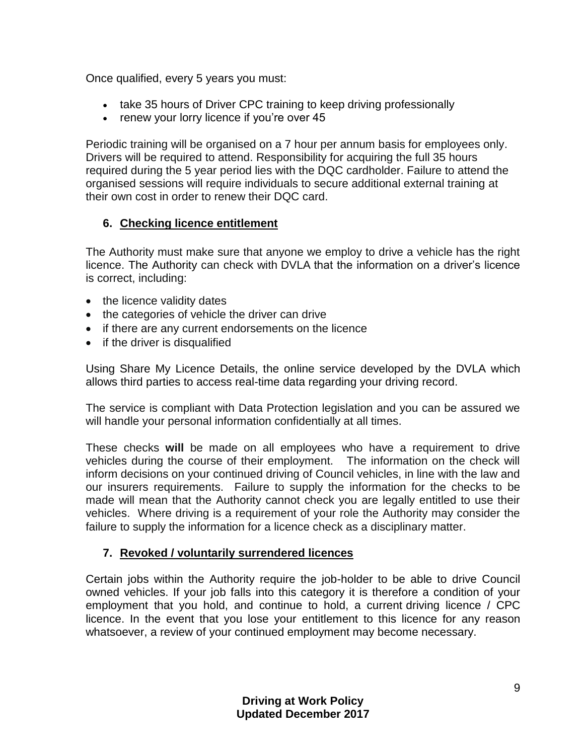Once qualified, every 5 years you must:

- take 35 hours of Driver CPC training to keep driving professionally
- renew your lorry licence if you're over 45

Periodic training will be organised on a 7 hour per annum basis for employees only. Drivers will be required to attend. Responsibility for acquiring the full 35 hours required during the 5 year period lies with the DQC cardholder. Failure to attend the organised sessions will require individuals to secure additional external training at their own cost in order to renew their DQC card.

## 6. Checking licence entitlement

The Authority must make sure that anyone we employ to drive a vehicle has the right licence. The Authority can check with DVLA that the information on a driver's licence is correct, including:

- the licence validity dates
- the categories of vehicle the driver can drive
- if there are any current endorsements on the licence
- if the driver is disqualified

Using Share My Licence Details, the online service developed by the DVLA which allows third parties to access real-time data regarding your driving record.

The service is compliant with Data Protection legislation and you can be assured we will handle your personal information confidentially at all times.

These checks **will** be made on all employees who have a requirement to drive vehicles during the course of their employment. The information on the check will inform decisions on your continued driving of Council vehicles, in line with the law and our insurers requirements. Failure to supply the information for the checks to be made will mean that the Authority cannot check you are legally entitled to use their vehicles. Where driving is a requirement of your role the Authority may consider the failure to supply the information for a licence check as a disciplinary matter.

## 7. Revoked / voluntarily surrendered licences

Certain jobs within the Authority require the job-holder to be able to drive Council owned vehicles. If your job falls into this category it is therefore a condition of your employment that you hold, and continue to hold, a current driving licence / CPC licence. In the event that you lose your entitlement to this licence for any reason whatsoever, a review of your continued employment may become necessary.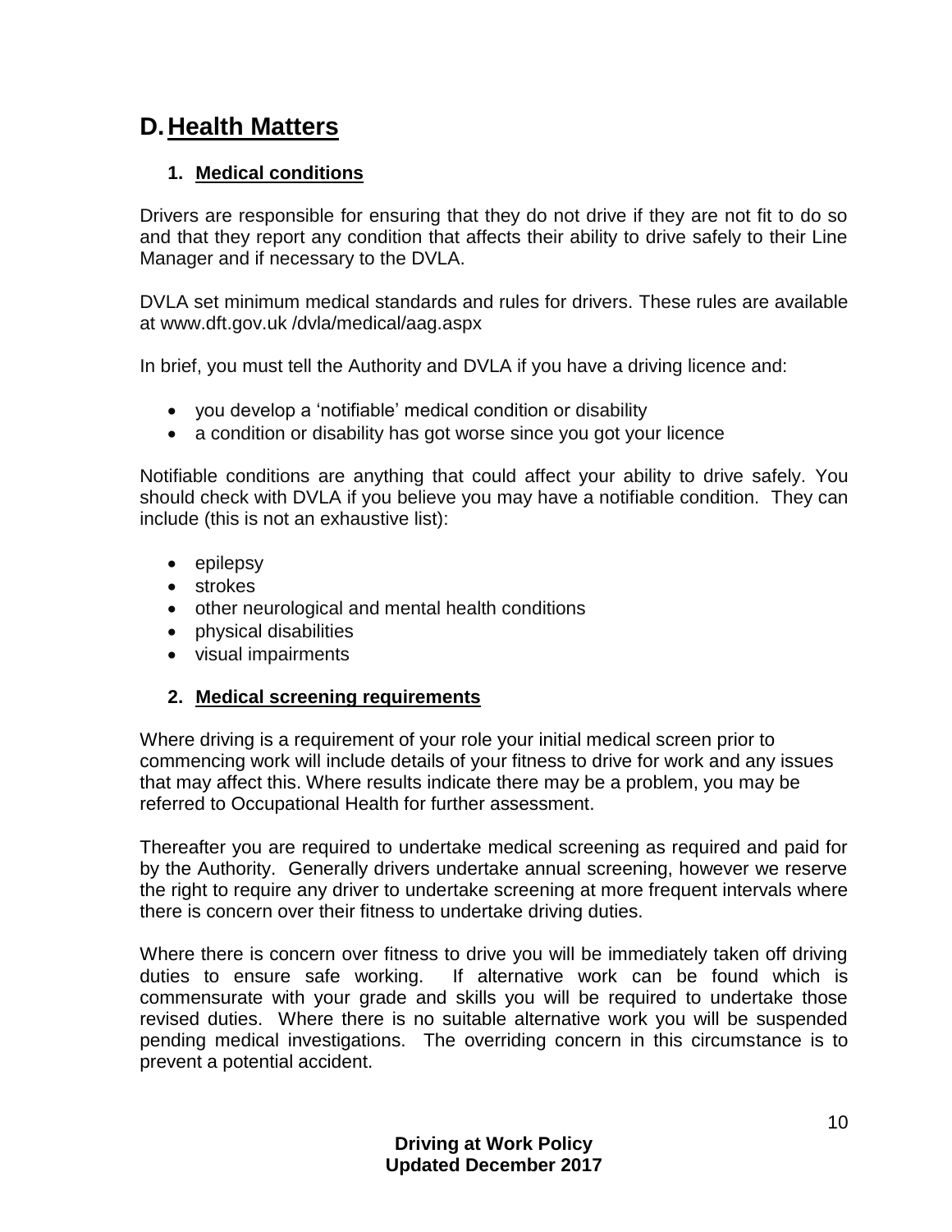# D. Health Matters

### 1. Medical conditions

Drivers are responsible for ensuring that they do not drive if they are not fit to do so and that they report any condition that affects their ability to drive safely to their Line Manager and if necessary to the DVLA.

DVLA set minimum medical standards and rules for drivers. These rules are available at www.dft.gov.uk /dvla/medical/aag.aspx

In brief, you must tell the Authority and DVLA if you have a driving licence and:

- you develop a 'notifiable' medical condition or disability
- a condition or disability has got worse since you got your licence

Notifiable conditions are anything that could affect your ability to drive safely. You should check with DVLA if you believe you may have a notifiable condition. They can include (this is not an exhaustive list):

- epilepsy
- strokes
- other neurological and mental health conditions
- physical disabilities
- visual impairments

### 2. Medical screening requirements

Where driving is a requirement of your role your initial medical screen prior to commencing work will include details of your fitness to drive for work and any issues that may affect this. Where results indicate there may be a problem, you may be referred to Occupational Health for further assessment.

Thereafter you are required to undertake medical screening as required and paid for by the Authority. Generally drivers undertake annual screening, however we reserve the right to require any driver to undertake screening at more frequent intervals where there is concern over their fitness to undertake driving duties.

Where there is concern over fitness to drive you will be immediately taken off driving duties to ensure safe working. If alternative work can be found which is commensurate with your grade and skills you will be required to undertake those revised duties. Where there is no suitable alternative work you will be suspended pending medical investigations. The overriding concern in this circumstance is to prevent a potential accident.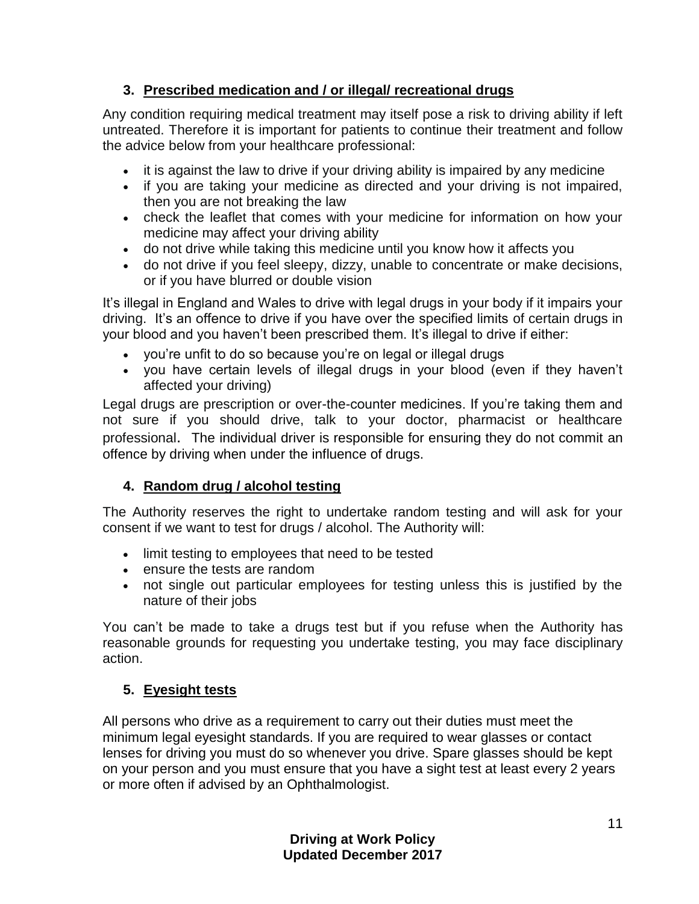### 3. Prescribed medication and / or illegal/ recreational drugs

Any condition requiring medical treatment may itself pose a risk to driving ability if left untreated. Therefore it is important for patients to continue their treatment and follow the advice below from your healthcare professional:

- it is against the law to drive if your driving ability is impaired by any medicine
- if you are taking your medicine as directed and your driving is not impaired, then you are not breaking the law
- check the leaflet that comes with your medicine for information on how your medicine may affect your driving ability
- do not drive while taking this medicine until you know how it affects you
- do not drive if you feel sleepy, dizzy, unable to concentrate or make decisions, or if you have blurred or double vision

It's illegal in England and Wales to drive with legal drugs in your body if it impairs your driving. It's an offence to drive if you have over the specified limits of certain drugs in your blood and you haven't been prescribed them. It's illegal to drive if either:

- you're unfit to do so because you're on legal or illegal drugs
- you have certain levels of illegal drugs in your blood (even if they haven't affected your driving)

Legal drugs are prescription or over-the-counter medicines. If you're taking them and not sure if you should drive, talk to your doctor, pharmacist or healthcare professional. The individual driver is responsible for ensuring they do not commit an offence by driving when under the influence of drugs.

### 4. Random drug / alcohol testing

The Authority reserves the right to undertake random testing and will ask for your consent if we want to test for drugs / alcohol. The Authority will:

- limit testing to employees that need to be tested
- ensure the tests are random
- not single out particular employees for testing unless this is justified by the nature of their jobs

You can't be made to take a drugs test but if you refuse when the Authority has reasonable grounds for requesting you undertake testing, you may face disciplinary action.

### 5. Eyesight tests

All persons who drive as a requirement to carry out their duties must meet the minimum legal eyesight standards. If you are required to wear glasses or contact lenses for driving you must do so whenever you drive. Spare glasses should be kept on your person and you must ensure that you have a sight test at least every 2 years or more often if advised by an Ophthalmologist.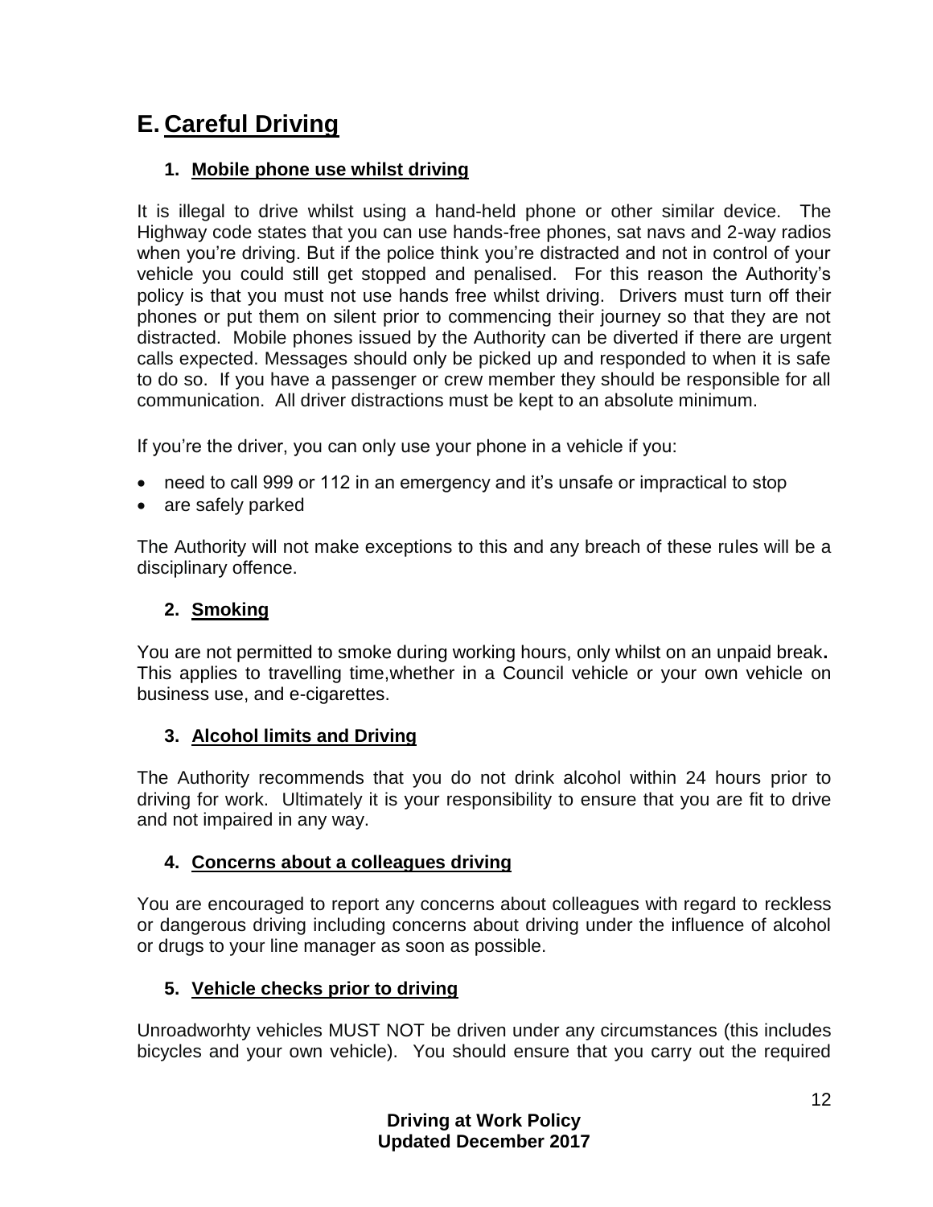# E. Careful Driving

## 1. Mobile phone use whilst driving

It is illegal to drive whilst using a hand-held phone or other similar device. The Highway code states that you can use hands-free phones, sat navs and 2-way radios when you're driving. But if the police think you're distracted and not in control of your vehicle you could still get stopped and penalised. For this reason the Authority's policy is that you must not use hands free whilst driving. Drivers must turn off their phones or put them on silent prior to commencing their journey so that they are not distracted. Mobile phones issued by the Authority can be diverted if there are urgent calls expected. Messages should only be picked up and responded to when it is safe to do so. If you have a passenger or crew member they should be responsible for all communication. All driver distractions must be kept to an absolute minimum.

If you're the driver, you can only use your phone in a vehicle if you:

- need to call 999 or 112 in an emergency and it's unsafe or impractical to stop
- are safely parked

The Authority will not make exceptions to this and any breach of these rules will be a disciplinary offence.

## 2. Smoking

You are not permitted to smoke during working hours, only whilst on an unpaid break**.** This applies to travelling time,whether in a Council vehicle or your own vehicle on business use, and e-cigarettes.

## 3. Alcohol limits and Driving

The Authority recommends that you do not drink alcohol within 24 hours prior to driving for work. Ultimately it is your responsibility to ensure that you are fit to drive and not impaired in any way.

## 4. Concerns about a colleagues driving

You are encouraged to report any concerns about colleagues with regard to reckless or dangerous driving including concerns about driving under the influence of alcohol or drugs to your line manager as soon as possible.

## 5. Vehicle checks prior to driving

Unroadworhty vehicles MUST NOT be driven under any circumstances (this includes bicycles and your own vehicle). You should ensure that you carry out the required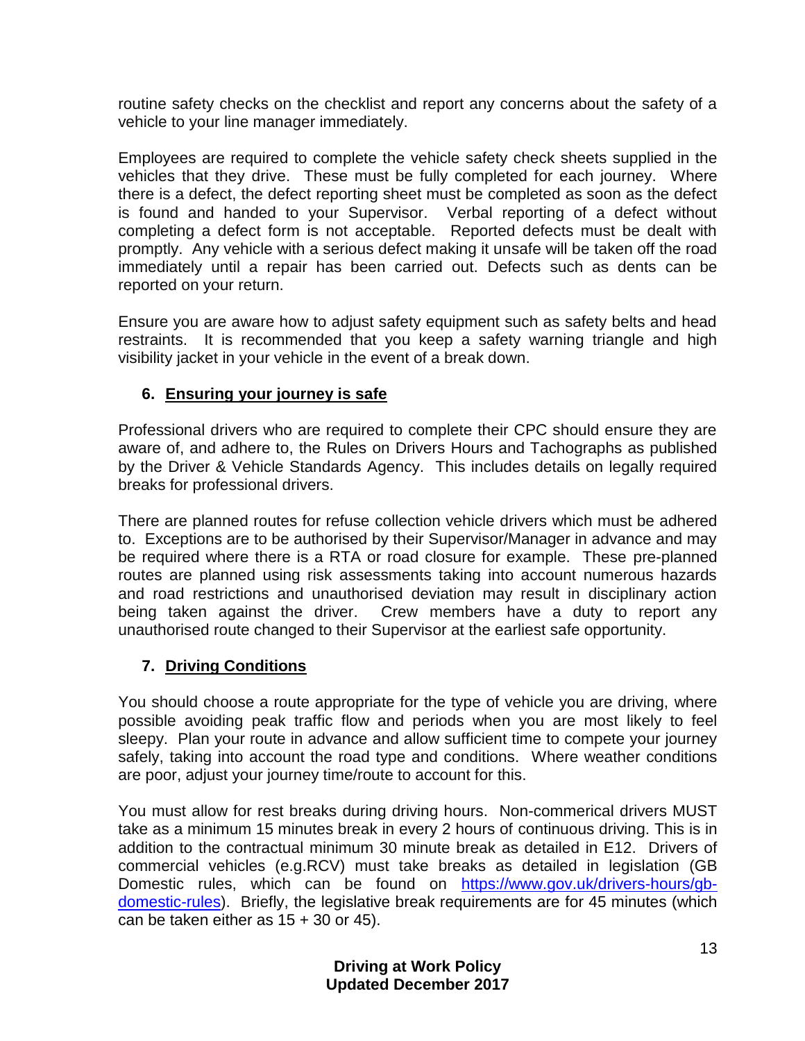routine safety checks on the checklist and report any concerns about the safety of a vehicle to your line manager immediately.

Employees are required to complete the vehicle safety check sheets supplied in the vehicles that they drive. These must be fully completed for each journey. Where there is a defect, the defect reporting sheet must be completed as soon as the defect is found and handed to your Supervisor. Verbal reporting of a defect without completing a defect form is not acceptable. Reported defects must be dealt with promptly. Any vehicle with a serious defect making it unsafe will be taken off the road immediately until a repair has been carried out. Defects such as dents can be reported on your return.

Ensure you are aware how to adjust safety equipment such as safety belts and head restraints. It is recommended that you keep a safety warning triangle and high visibility jacket in your vehicle in the event of a break down.

## 6. Ensuring your journey is safe

Professional drivers who are required to complete their CPC should ensure they are aware of, and adhere to, the Rules on Drivers Hours and Tachographs as published by the Driver & Vehicle Standards Agency. This includes details on legally required breaks for professional drivers.

There are planned routes for refuse collection vehicle drivers which must be adhered to. Exceptions are to be authorised by their Supervisor/Manager in advance and may be required where there is a RTA or road closure for example. These pre-planned routes are planned using risk assessments taking into account numerous hazards and road restrictions and unauthorised deviation may result in disciplinary action being taken against the driver. Crew members have a duty to report any unauthorised route changed to their Supervisor at the earliest safe opportunity.

## 7. Driving Conditions

You should choose a route appropriate for the type of vehicle you are driving, where possible avoiding peak traffic flow and periods when you are most likely to feel sleepy. Plan your route in advance and allow sufficient time to compete your journey safely, taking into account the road type and conditions. Where weather conditions are poor, adjust your journey time/route to account for this.

You must allow for rest breaks during driving hours. Non-commerical drivers MUST take as a minimum 15 minutes break in every 2 hours of continuous driving. This is in addition to the contractual minimum 30 minute break as detailed in E12. Drivers of commercial vehicles (e.g.RCV) must take breaks as detailed in legislation (GB Domestic rules, which can be found on [https://www.gov.uk/drivers-hours/gb-domestic-rules](https://www.gov.uk/drivers-hours/gb-domestic-rules)). Briefly, the legislative break requirements are for 45 minutes (which can be taken either as 15 + 30 or 45).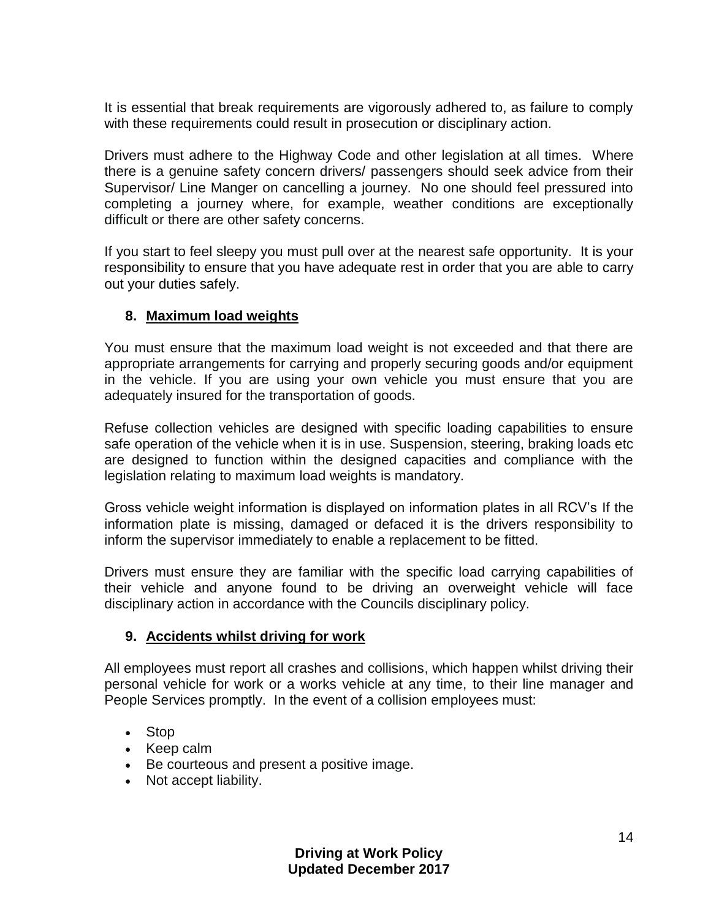It is essential that break requirements are vigorously adhered to, as failure to comply with these requirements could result in prosecution or disciplinary action.

Drivers must adhere to the Highway Code and other legislation at all times. Where there is a genuine safety concern drivers/ passengers should seek advice from their Supervisor/ Line Manger on cancelling a journey. No one should feel pressured into completing a journey where, for example, weather conditions are exceptionally difficult or there are other safety concerns.

If you start to feel sleepy you must pull over at the nearest safe opportunity. It is your responsibility to ensure that you have adequate rest in order that you are able to carry out your duties safely.

## 8. Maximum load weights

You must ensure that the maximum load weight is not exceeded and that there are appropriate arrangements for carrying and properly securing goods and/or equipment in the vehicle. If you are using your own vehicle you must ensure that you are adequately insured for the transportation of goods.

Refuse collection vehicles are designed with specific loading capabilities to ensure safe operation of the vehicle when it is in use. Suspension, steering, braking loads etc are designed to function within the designed capacities and compliance with the legislation relating to maximum load weights is mandatory.

Gross vehicle weight information is displayed on information plates in all RCV's If the information plate is missing, damaged or defaced it is the drivers responsibility to inform the supervisor immediately to enable a replacement to be fitted.

Drivers must ensure they are familiar with the specific load carrying capabilities of their vehicle and anyone found to be driving an overweight vehicle will face disciplinary action in accordance with the Councils disciplinary policy.

## 9. Accidents whilst driving for work

All employees must report all crashes and collisions, which happen whilst driving their personal vehicle for work or a works vehicle at any time, to their line manager and People Services promptly. In the event of a collision employees must:

- Stop
- Keep calm
- Be courteous and present a positive image.
- Not accept liability.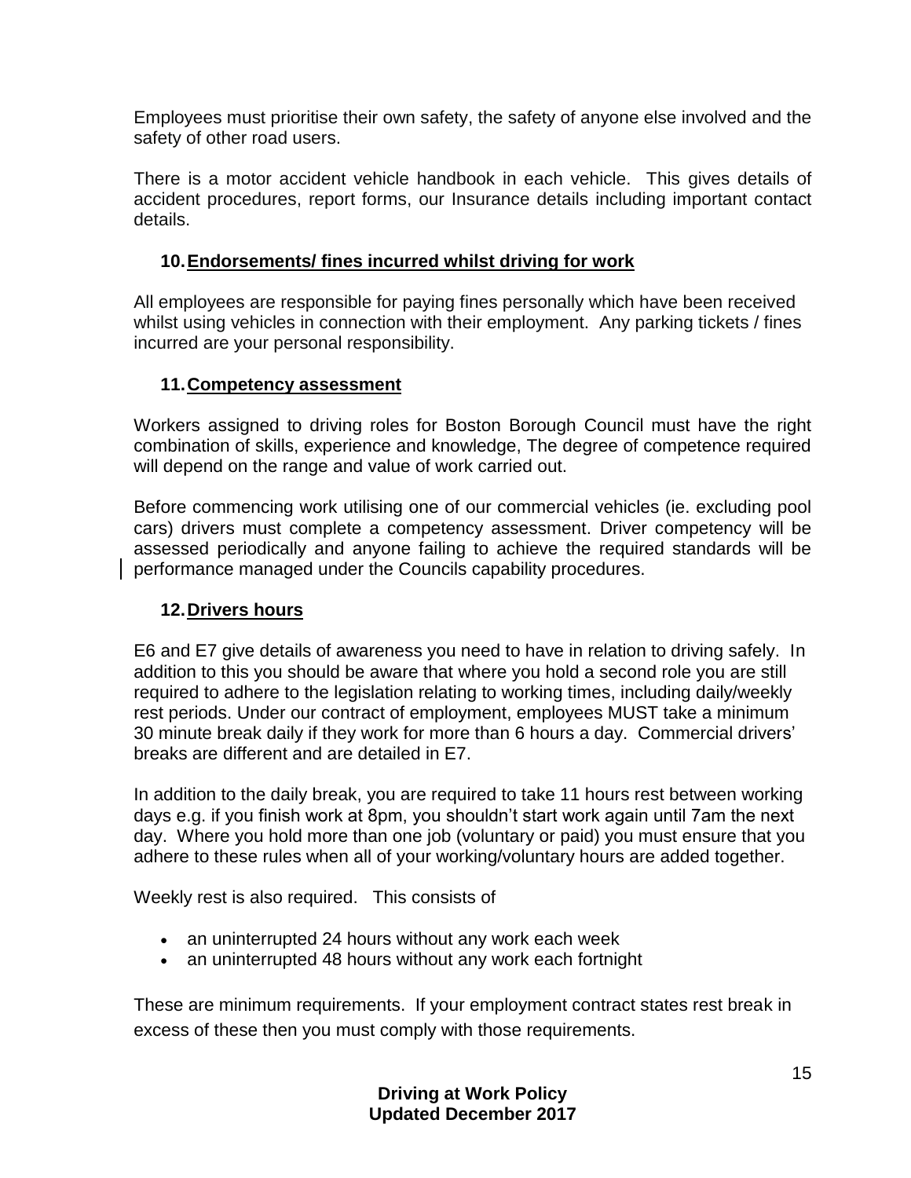Employees must prioritise their own safety, the safety of anyone else involved and the safety of other road users.

There is a motor accident vehicle handbook in each vehicle. This gives details of accident procedures, report forms, our Insurance details including important contact details.

## 10. Endorsements/ fines incurred whilst driving for work

All employees are responsible for paying fines personally which have been received whilst using vehicles in connection with their employment. Any parking tickets / fines incurred are your personal responsibility.

## 11. Competency assessment

Workers assigned to driving roles for Boston Borough Council must have the right combination of skills, experience and knowledge, The degree of competence required will depend on the range and value of work carried out.

Before commencing work utilising one of our commercial vehicles (ie. excluding pool cars) drivers must complete a competency assessment. Driver competency will be assessed periodically and anyone failing to achieve the required standards will be performance managed under the Councils capability procedures.

## 12. Drivers hours

E6 and E7 give details of awareness you need to have in relation to driving safely. In addition to this you should be aware that where you hold a second role you are still required to adhere to the legislation relating to working times, including daily/weekly rest periods. Under our contract of employment, employees MUST take a minimum 30 minute break daily if they work for more than 6 hours a day. Commercial drivers' breaks are different and are detailed in E7.

In addition to the daily break, you are required to take 11 hours rest between working days e.g. if you finish work at 8pm, you shouldn't start work again until 7am the next day. Where you hold more than one job (voluntary or paid) you must ensure that you adhere to these rules when all of your working/voluntary hours are added together.

Weekly rest is also required. This consists of

- an uninterrupted 24 hours without any work each week
- an uninterrupted 48 hours without any work each fortnight

These are minimum requirements. If your employment contract states rest break in excess of these then you must comply with those requirements.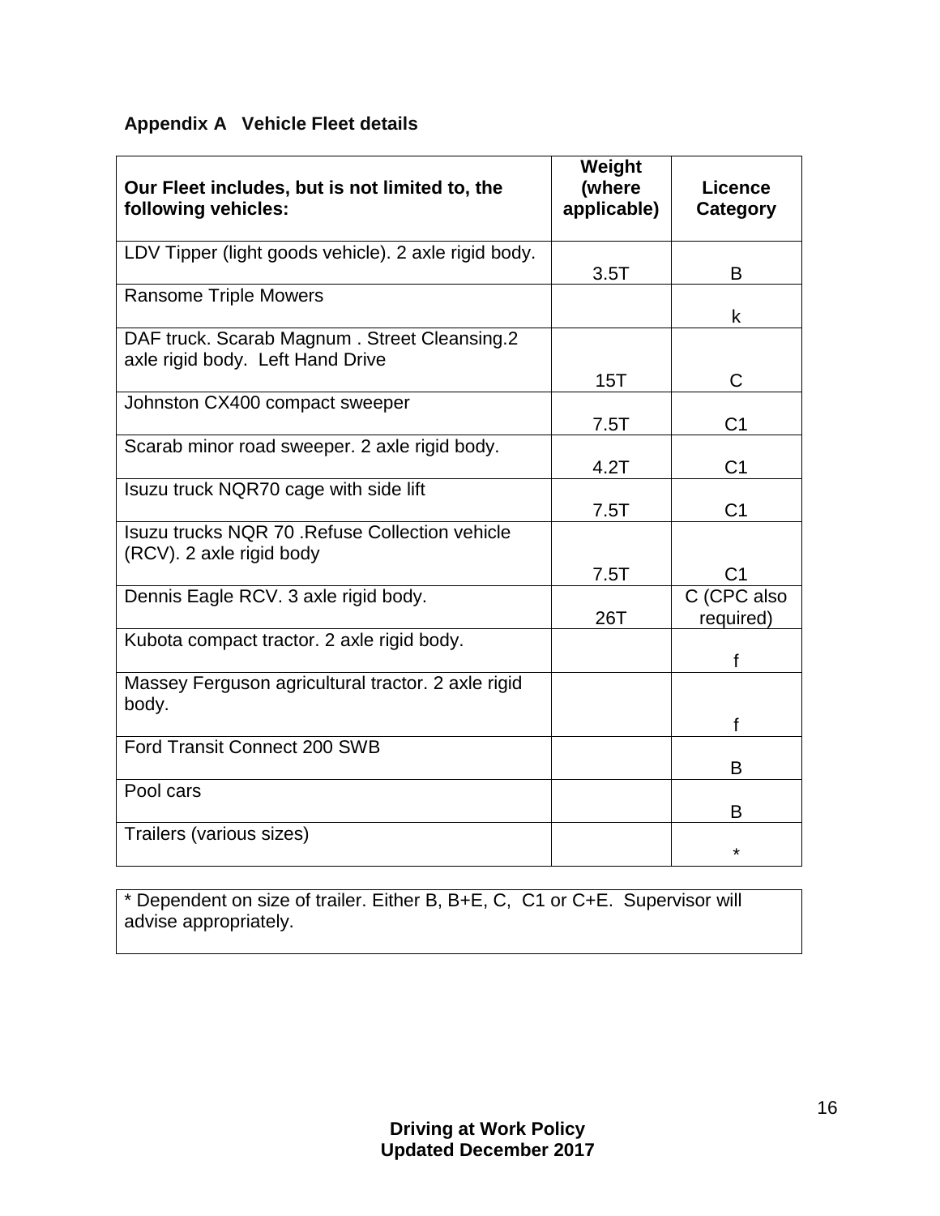**Appendix A Vehicle Fleet details**

| Our Fleet includes, but is not limited to, the following vehicles: | Weight (where applicable) | Licence Category |
|---|---|---|
| LDV Tipper (light goods vehicle). 2 axle rigid body. | 3.5T | B |
| Ransome Triple Mowers | | k |
| DAF truck. Scarab Magnum . Street Cleansing.2 axle rigid body. Left Hand Drive | 15T | C |
| Johnston CX400 compact sweeper | 7.5T | C1 |
| Scarab minor road sweeper. 2 axle rigid body. | 4.2T | C1 |
| Isuzu truck NQR70 cage with side lift | 7.5T | C1 |
| Isuzu trucks NQR 70 .Refuse Collection vehicle (RCV). 2 axle rigid body | 7.5T | C1 |
| Dennis Eagle RCV. 3 axle rigid body. | 26T | C (CPC also required) |
| Kubota compact tractor. 2 axle rigid body. | | f |
| Massey Ferguson agricultural tractor. 2 axle rigid body. | | f |
| Ford Transit Connect 200 SWB | | B |
| Pool cars | | B |
| Trailers (various sizes) | | * |

* Dependent on size of trailer. Either B, B+E, C, C1 or C+E. Supervisor will advise appropriately.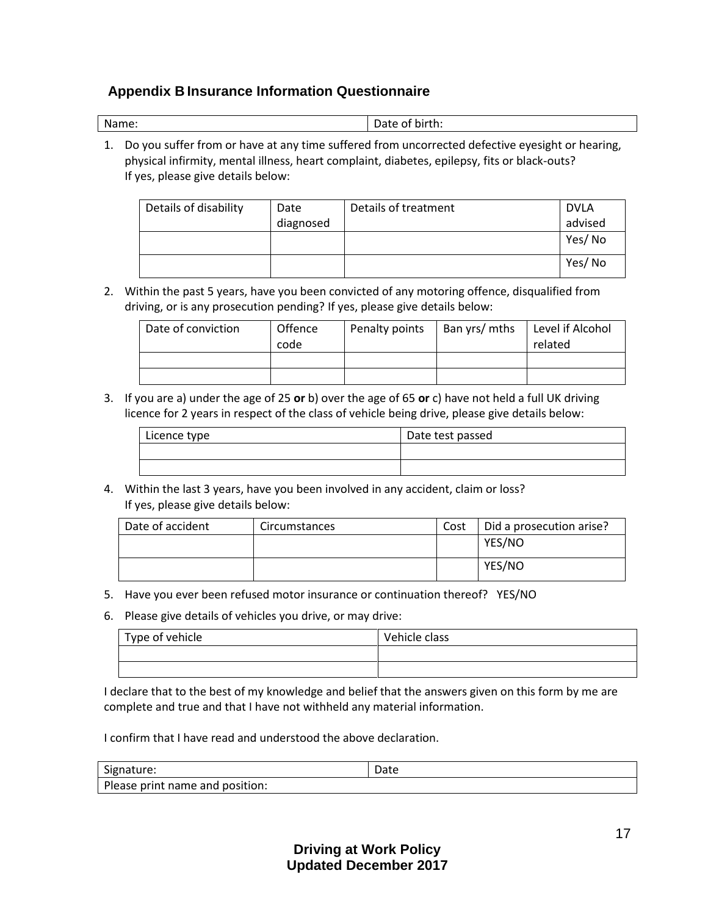## Appendix B Insurance Information Questionnaire

| Name: | Date of birth: |
|---|---|

1. Do you suffer from or have at any time suffered from uncorrected defective eyesight or hearing, physical infirmity, mental illness, heart complaint, diabetes, epilepsy, fits or black-outs? If yes, please give details below:

| Details of disability | Date diagnosed | Details of treatment | DVLA advised |
|---|---|---|---|
| | | | Yes/ No |
| | | | Yes/ No |

2. Within the past 5 years, have you been convicted of any motoring offence, disqualified from driving, or is any prosecution pending? If yes, please give details below:

| Date of conviction | Offence code | Penalty points | Ban yrs/ mths | Level if Alcohol related |
|---|---|---|---|---|
| | | | | |
| | | | | |

3. If you are a) under the age of 25 **or** b) over the age of 65 **or** c) have not held a full UK driving licence for 2 years in respect of the class of vehicle being drive, please give details below:

| Licence type | Date test passed |
|---|---|
| | |
| | |

4. Within the last 3 years, have you been involved in any accident, claim or loss? If yes, please give details below:

| Date of accident | Circumstances | Cost | Did a prosecution arise? |
|---|---|---|---|
| | | | YES/NO |
| | | | YES/NO |

5. Have you ever been refused motor insurance or continuation thereof? YES/NO

6. Please give details of vehicles you drive, or may drive:

| Type of vehicle | Vehicle class |
|---|---|
| | |
| | |

I declare that to the best of my knowledge and belief that the answers given on this form by me are complete and true and that I have not withheld any material information.

I confirm that I have read and understood the above declaration.

| Signature: | Date |
|---|---|
| Please print name and position: | |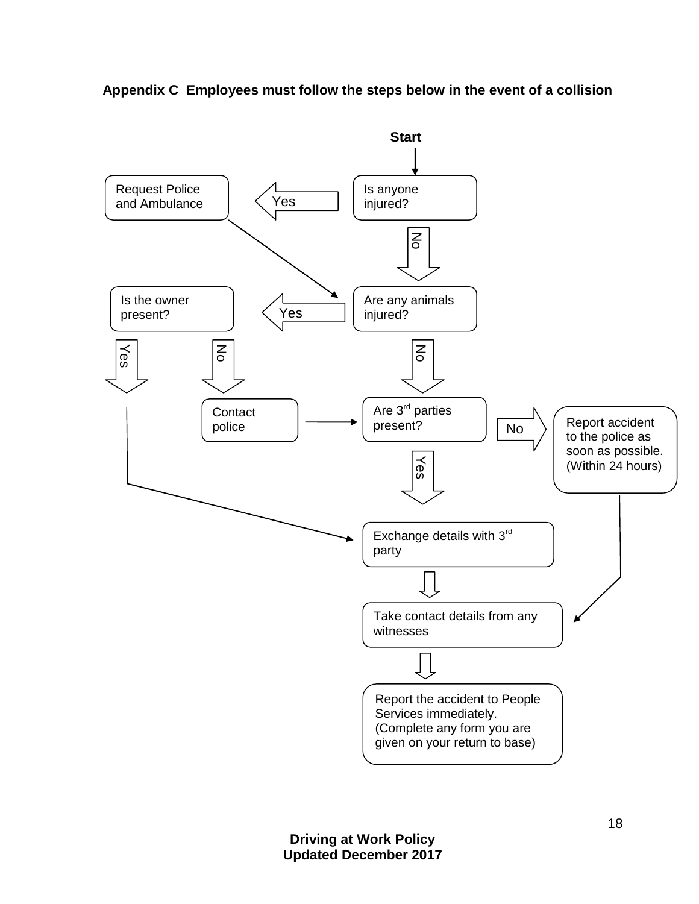**Appendix C Employees must follow the steps below in the event of a collision**

Start

- Is anyone injured?
  - Yes → Request Police and Ambulance → Are any animals injured?
  - No → Are any animals injured?
- Are any animals injured?
  - Yes → Is the owner present?
    - Yes → Exchange details with 3rd party
    - No → Contact police → Are 3rd parties present?
  - No → Are 3rd parties present?
- Are 3rd parties present?
  - No → Report accident to the police as soon as possible. (Within 24 hours) → Take contact details from any witnesses
  - Yes → Exchange details with 3rd party
- Exchange details with 3rd party → Take contact details from any witnesses
- Take contact details from any witnesses → Report the accident to People Services immediately. (Complete any form you are given on your return to base)

**Driving at Work Policy**
**Updated December 2017**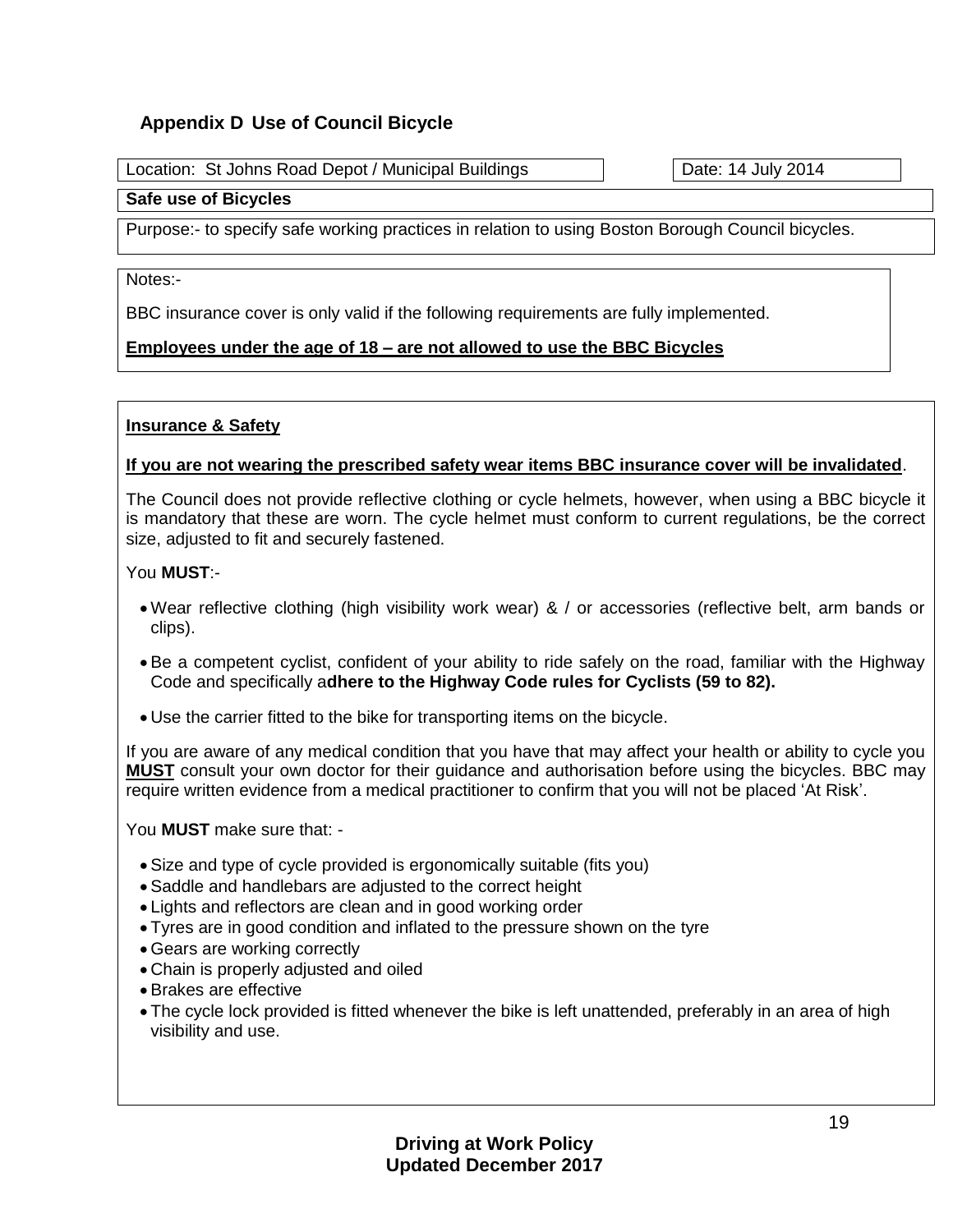## Appendix D Use of Council Bicycle

Location: St Johns Road Depot / Municipal Buildings

Date: 14 July 2014

**Safe use of Bicycles**

Purpose:- to specify safe working practices in relation to using Boston Borough Council bicycles.

Notes:-

BBC insurance cover is only valid if the following requirements are fully implemented.

**Employees under the age of 18 – are not allowed to use the BBC Bicycles**

**Insurance & Safety**

**If you are not wearing the prescribed safety wear items BBC insurance cover will be invalidated**.

The Council does not provide reflective clothing or cycle helmets, however, when using a BBC bicycle it is mandatory that these are worn. The cycle helmet must conform to current regulations, be the correct size, adjusted to fit and securely fastened.

You **MUST**:-

- Wear reflective clothing (high visibility work wear) & / or accessories (reflective belt, arm bands or clips).
- Be a competent cyclist, confident of your ability to ride safely on the road, familiar with the Highway Code and specifically a**dhere to the Highway Code rules for Cyclists (59 to 82).**
- Use the carrier fitted to the bike for transporting items on the bicycle.

If you are aware of any medical condition that you have that may affect your health or ability to cycle you **MUST** consult your own doctor for their guidance and authorisation before using the bicycles. BBC may require written evidence from a medical practitioner to confirm that you will not be placed 'At Risk'.

You **MUST** make sure that: -

- Size and type of cycle provided is ergonomically suitable (fits you)
- Saddle and handlebars are adjusted to the correct height
- Lights and reflectors are clean and in good working order
- Tyres are in good condition and inflated to the pressure shown on the tyre
- Gears are working correctly
- Chain is properly adjusted and oiled
- Brakes are effective
- The cycle lock provided is fitted whenever the bike is left unattended, preferably in an area of high visibility and use.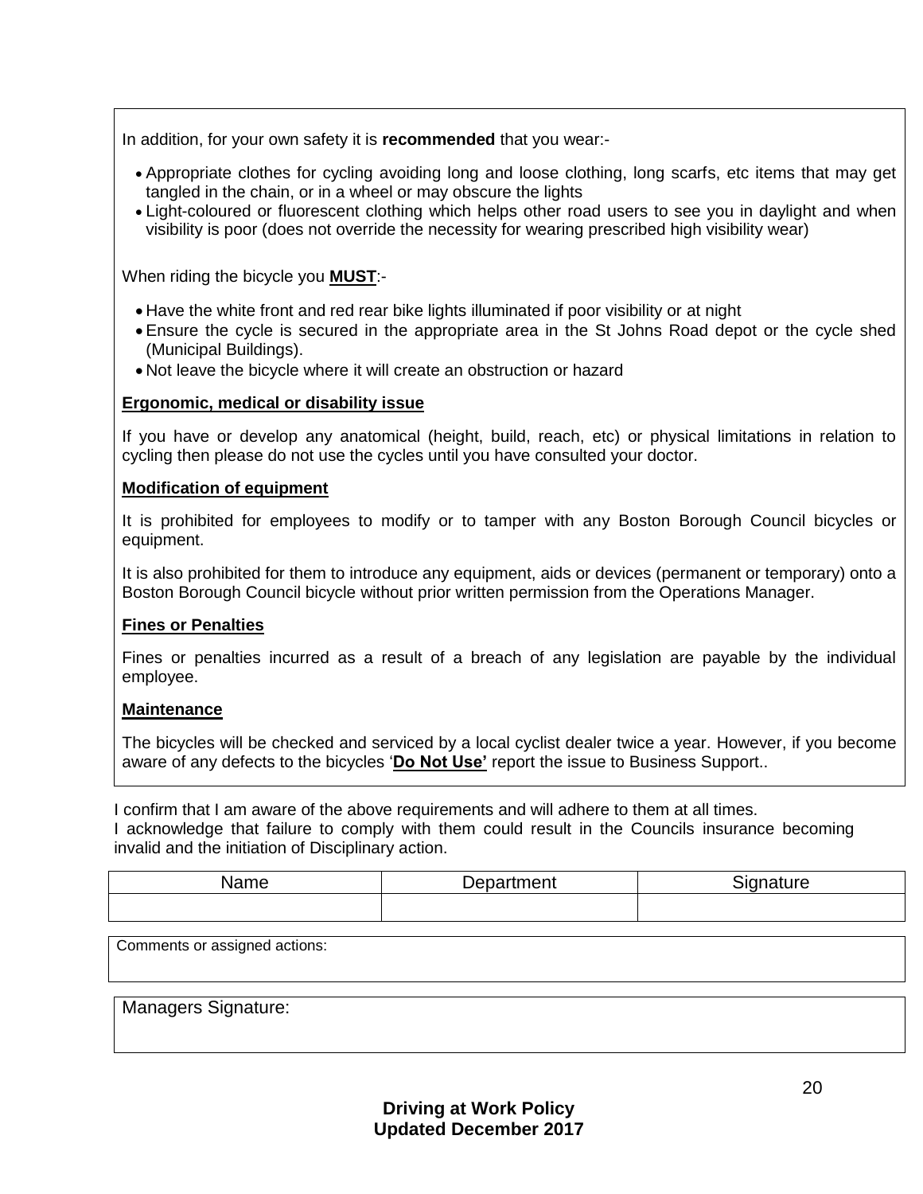In addition, for your own safety it is **recommended** that you wear:-

- Appropriate clothes for cycling avoiding long and loose clothing, long scarfs, etc items that may get tangled in the chain, or in a wheel or may obscure the lights
- Light-coloured or fluorescent clothing which helps other road users to see you in daylight and when visibility is poor (does not override the necessity for wearing prescribed high visibility wear)

When riding the bicycle you **MUST**:-

- Have the white front and red rear bike lights illuminated if poor visibility or at night
- Ensure the cycle is secured in the appropriate area in the St Johns Road depot or the cycle shed (Municipal Buildings).
- Not leave the bicycle where it will create an obstruction or hazard

**Ergonomic, medical or disability issue**

If you have or develop any anatomical (height, build, reach, etc) or physical limitations in relation to cycling then please do not use the cycles until you have consulted your doctor.

**Modification of equipment**

It is prohibited for employees to modify or to tamper with any Boston Borough Council bicycles or equipment.

It is also prohibited for them to introduce any equipment, aids or devices (permanent or temporary) onto a Boston Borough Council bicycle without prior written permission from the Operations Manager.

**Fines or Penalties**

Fines or penalties incurred as a result of a breach of any legislation are payable by the individual employee.

**Maintenance**

The bicycles will be checked and serviced by a local cyclist dealer twice a year. However, if you become aware of any defects to the bicycles '**Do Not Use'** report the issue to Business Support..

I confirm that I am aware of the above requirements and will adhere to them at all times.
I acknowledge that failure to comply with them could result in the Councils insurance becoming invalid and the initiation of Disciplinary action.

| Name | Department | Signature |
|---|---|---|
| | | |

Comments or assigned actions:

Managers Signature:

**Driving at Work Policy**
**Updated December 2017**